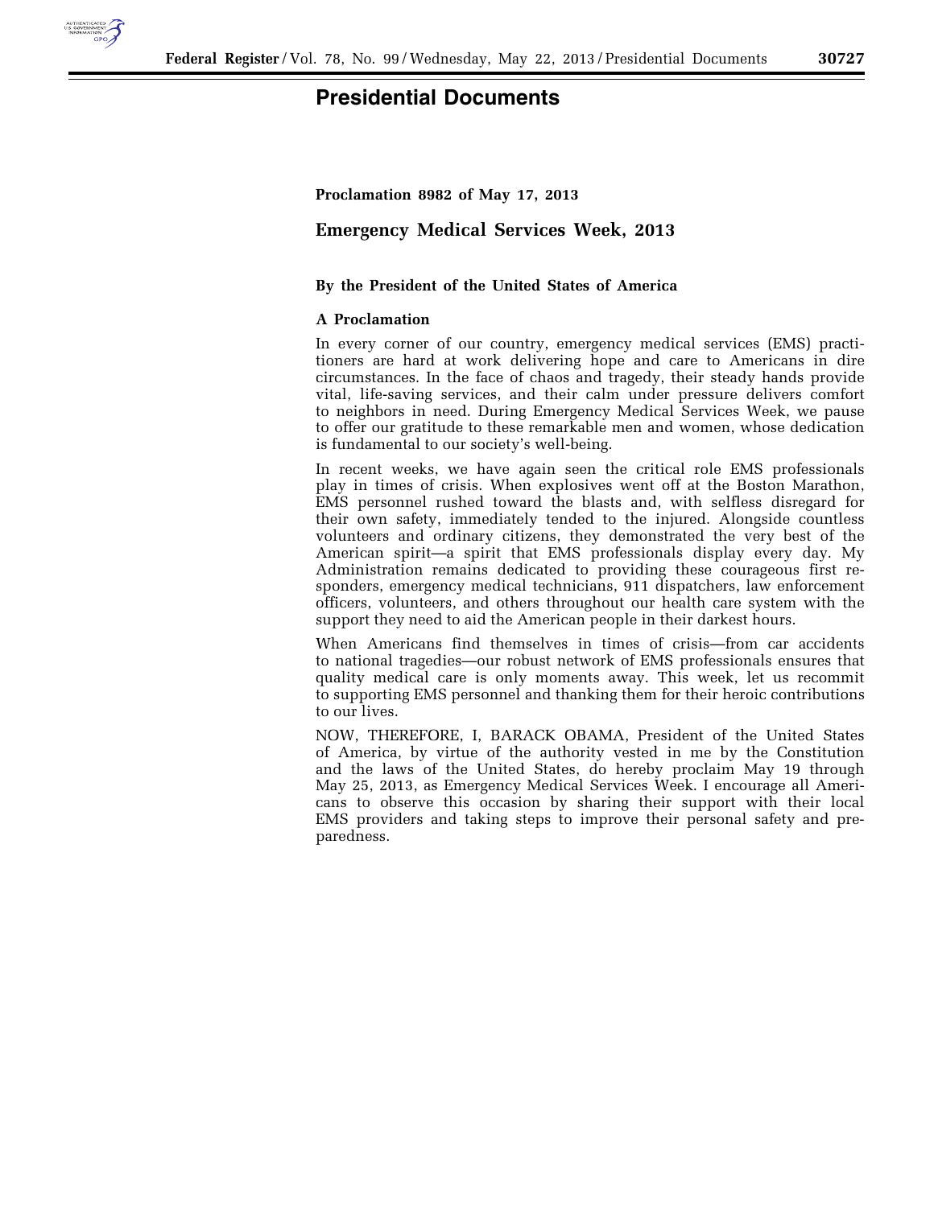# Presidential Documents

**Proclamation 8982 of May 17, 2013**

## Emergency Medical Services Week, 2013

**By the President of the United States of America**

**A Proclamation**

In every corner of our country, emergency medical services (EMS) practitioners are hard at work delivering hope and care to Americans in dire circumstances. In the face of chaos and tragedy, their steady hands provide vital, life-saving services, and their calm under pressure delivers comfort to neighbors in need. During Emergency Medical Services Week, we pause to offer our gratitude to these remarkable men and women, whose dedication is fundamental to our society's well-being.

In recent weeks, we have again seen the critical role EMS professionals play in times of crisis. When explosives went off at the Boston Marathon, EMS personnel rushed toward the blasts and, with selfless disregard for their own safety, immediately tended to the injured. Alongside countless volunteers and ordinary citizens, they demonstrated the very best of the American spirit—a spirit that EMS professionals display every day. My Administration remains dedicated to providing these courageous first responders, emergency medical technicians, 911 dispatchers, law enforcement officers, volunteers, and others throughout our health care system with the support they need to aid the American people in their darkest hours.

When Americans find themselves in times of crisis—from car accidents to national tragedies—our robust network of EMS professionals ensures that quality medical care is only moments away. This week, let us recommit to supporting EMS personnel and thanking them for their heroic contributions to our lives.

NOW, THEREFORE, I, BARACK OBAMA, President of the United States of America, by virtue of the authority vested in me by the Constitution and the laws of the United States, do hereby proclaim May 19 through May 25, 2013, as Emergency Medical Services Week. I encourage all Americans to observe this occasion by sharing their support with their local EMS providers and taking steps to improve their personal safety and preparedness.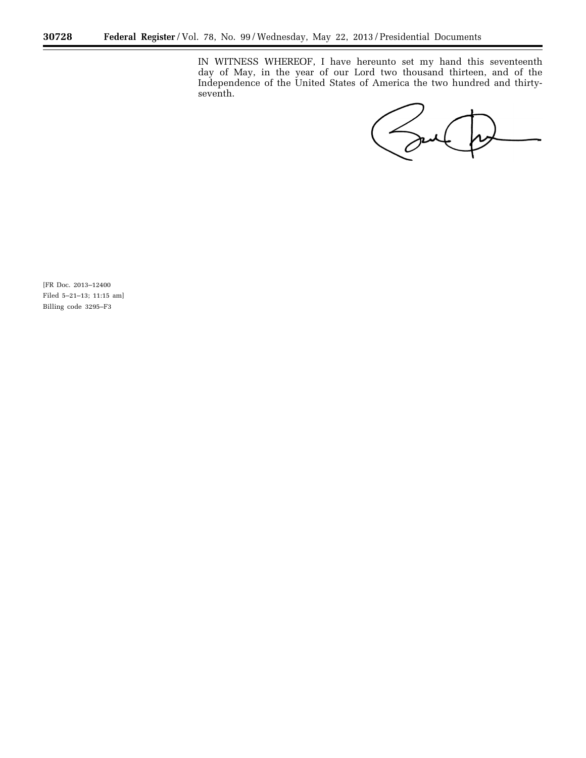IN WITNESS WHEREOF, I have hereunto set my hand this seventeenth day of May, in the year of our Lord two thousand thirteen, and of the Independence of the United States of America the two hundred and thirty-seventh.

[FR Doc. 2013–12400
Filed 5–21–13; 11:15 am]
Billing code 3295–F3